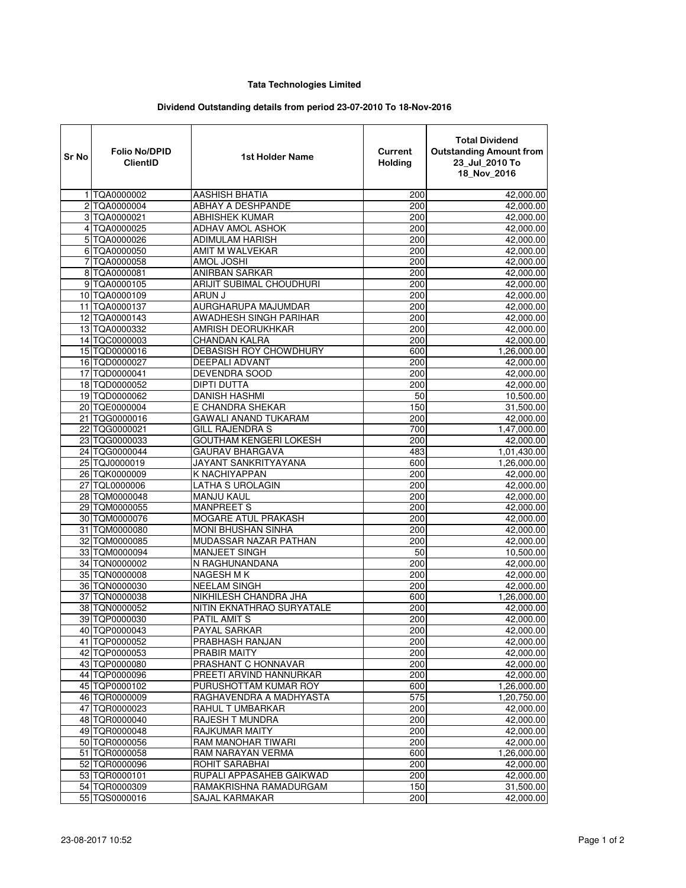**Tata Technologies Limited**

**Dividend Outstanding details from period 23-07-2010 To 18-Nov-2016**

| Sr No | Folio No/DPID ClientID | 1st Holder Name | Current Holding | Total Dividend Outstanding Amount from 23_Jul_2010 To 18_Nov_2016 |
|---|---|---|---|---|
| 1 | TQA0000002 | AASHISH BHATIA | 200 | 42,000.00 |
| 2 | TQA0000004 | ABHAY A DESHPANDE | 200 | 42,000.00 |
| 3 | TQA0000021 | ABHISHEK KUMAR | 200 | 42,000.00 |
| 4 | TQA0000025 | ADHAV AMOL ASHOK | 200 | 42,000.00 |
| 5 | TQA0000026 | ADIMULAM HARISH | 200 | 42,000.00 |
| 6 | TQA0000050 | AMIT M WALVEKAR | 200 | 42,000.00 |
| 7 | TQA0000058 | AMOL JOSHI | 200 | 42,000.00 |
| 8 | TQA0000081 | ANIRBAN SARKAR | 200 | 42,000.00 |
| 9 | TQA0000105 | ARIJIT SUBIMAL CHOUDHURI | 200 | 42,000.00 |
| 10 | TQA0000109 | ARUN J | 200 | 42,000.00 |
| 11 | TQA0000137 | AURGHARUPA MAJUMDAR | 200 | 42,000.00 |
| 12 | TQA0000143 | AWADHESH SINGH PARIHAR | 200 | 42,000.00 |
| 13 | TQA0000332 | AMRISH DEORUKHKAR | 200 | 42,000.00 |
| 14 | TQC0000003 | CHANDAN KALRA | 200 | 42,000.00 |
| 15 | TQD0000016 | DEBASISH ROY CHOWDHURY | 600 | 1,26,000.00 |
| 16 | TQD0000027 | DEEPALI ADVANT | 200 | 42,000.00 |
| 17 | TQD0000041 | DEVENDRA SOOD | 200 | 42,000.00 |
| 18 | TQD0000052 | DIPTI DUTTA | 200 | 42,000.00 |
| 19 | TQD0000062 | DANISH HASHMI | 50 | 10,500.00 |
| 20 | TQE0000004 | E CHANDRA SHEKAR | 150 | 31,500.00 |
| 21 | TQG0000016 | GAWALI ANAND TUKARAM | 200 | 42,000.00 |
| 22 | TQG0000021 | GILL RAJENDRA S | 700 | 1,47,000.00 |
| 23 | TQG0000033 | GOUTHAM KENGERI LOKESH | 200 | 42,000.00 |
| 24 | TQG0000044 | GAURAV BHARGAVA | 483 | 1,01,430.00 |
| 25 | TQJ0000019 | JAYANT SANKRITYAYANA | 600 | 1,26,000.00 |
| 26 | TQK0000009 | K NACHIYAPPAN | 200 | 42,000.00 |
| 27 | TQL0000006 | LATHA S UROLAGIN | 200 | 42,000.00 |
| 28 | TQM0000048 | MANJU KAUL | 200 | 42,000.00 |
| 29 | TQM0000055 | MANPREET S | 200 | 42,000.00 |
| 30 | TQM0000076 | MOGARE ATUL PRAKASH | 200 | 42,000.00 |
| 31 | TQM0000080 | MONI BHUSHAN SINHA | 200 | 42,000.00 |
| 32 | TQM0000085 | MUDASSAR NAZAR PATHAN | 200 | 42,000.00 |
| 33 | TQM0000094 | MANJEET SINGH | 50 | 10,500.00 |
| 34 | TQN0000002 | N RAGHUNANDANA | 200 | 42,000.00 |
| 35 | TQN0000008 | NAGESH M K | 200 | 42,000.00 |
| 36 | TQN0000030 | NEELAM SINGH | 200 | 42,000.00 |
| 37 | TQN0000038 | NIKHILESH CHANDRA JHA | 600 | 1,26,000.00 |
| 38 | TQN0000052 | NITIN EKNATHRAO SURYATALE | 200 | 42,000.00 |
| 39 | TQP0000030 | PATIL AMIT S | 200 | 42,000.00 |
| 40 | TQP0000043 | PAYAL SARKAR | 200 | 42,000.00 |
| 41 | TQP0000052 | PRABHASH RANJAN | 200 | 42,000.00 |
| 42 | TQP0000053 | PRABIR MAITY | 200 | 42,000.00 |
| 43 | TQP0000080 | PRASHANT C HONNAVAR | 200 | 42,000.00 |
| 44 | TQP0000096 | PREETI ARVIND HANNURKAR | 200 | 42,000.00 |
| 45 | TQP0000102 | PURUSHOTTAM KUMAR ROY | 600 | 1,26,000.00 |
| 46 | TQR0000009 | RAGHAVENDRA A MADHYASTA | 575 | 1,20,750.00 |
| 47 | TQR0000023 | RAHUL T UMBARKAR | 200 | 42,000.00 |
| 48 | TQR0000040 | RAJESH T MUNDRA | 200 | 42,000.00 |
| 49 | TQR0000048 | RAJKUMAR MAITY | 200 | 42,000.00 |
| 50 | TQR0000056 | RAM MANOHAR TIWARI | 200 | 42,000.00 |
| 51 | TQR0000058 | RAM NARAYAN VERMA | 600 | 1,26,000.00 |
| 52 | TQR0000096 | ROHIT SARABHAI | 200 | 42,000.00 |
| 53 | TQR0000101 | RUPALI APPASAHEB GAIKWAD | 200 | 42,000.00 |
| 54 | TQR0000309 | RAMAKRISHNA RAMADURGAM | 150 | 31,500.00 |
| 55 | TQS0000016 | SAJAL KARMAKAR | 200 | 42,000.00 |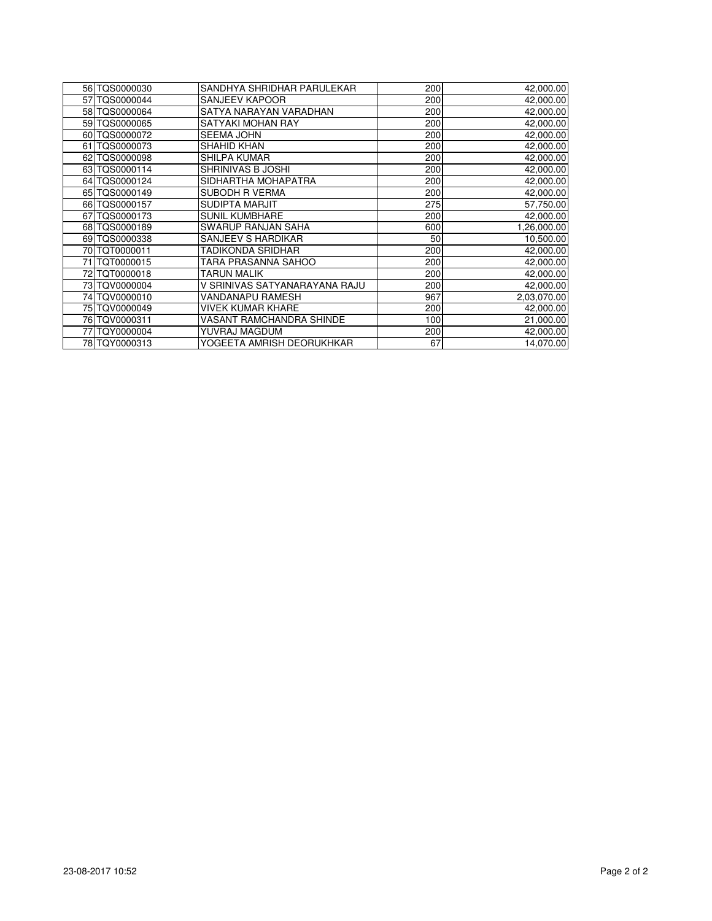| | | | | |
|---|---|---|---|---|
| 56 | TQS0000030 | SANDHYA SHRIDHAR PARULEKAR | 200 | 42,000.00 |
| 57 | TQS0000044 | SANJEEV KAPOOR | 200 | 42,000.00 |
| 58 | TQS0000064 | SATYA NARAYAN VARADHAN | 200 | 42,000.00 |
| 59 | TQS0000065 | SATYAKI MOHAN RAY | 200 | 42,000.00 |
| 60 | TQS0000072 | SEEMA JOHN | 200 | 42,000.00 |
| 61 | TQS0000073 | SHAHID KHAN | 200 | 42,000.00 |
| 62 | TQS0000098 | SHILPA KUMAR | 200 | 42,000.00 |
| 63 | TQS0000114 | SHRINIVAS B JOSHI | 200 | 42,000.00 |
| 64 | TQS0000124 | SIDHARTHA MOHAPATRA | 200 | 42,000.00 |
| 65 | TQS0000149 | SUBODH R VERMA | 200 | 42,000.00 |
| 66 | TQS0000157 | SUDIPTA MARJIT | 275 | 57,750.00 |
| 67 | TQS0000173 | SUNIL KUMBHARE | 200 | 42,000.00 |
| 68 | TQS0000189 | SWARUP RANJAN SAHA | 600 | 1,26,000.00 |
| 69 | TQS0000338 | SANJEEV S HARDIKAR | 50 | 10,500.00 |
| 70 | TQT0000011 | TADIKONDA SRIDHAR | 200 | 42,000.00 |
| 71 | TQT0000015 | TARA PRASANNA SAHOO | 200 | 42,000.00 |
| 72 | TQT0000018 | TARUN MALIK | 200 | 42,000.00 |
| 73 | TQV0000004 | V SRINIVAS SATYANARAYANA RAJU | 200 | 42,000.00 |
| 74 | TQV0000010 | VANDANAPU RAMESH | 967 | 2,03,070.00 |
| 75 | TQV0000049 | VIVEK KUMAR KHARE | 200 | 42,000.00 |
| 76 | TQV0000311 | VASANT RAMCHANDRA SHINDE | 100 | 21,000.00 |
| 77 | TQY0000004 | YUVRAJ MAGDUM | 200 | 42,000.00 |
| 78 | TQY0000313 | YOGEETA AMRISH DEORUKHKAR | 67 | 14,070.00 |

23-08-2017 10:52